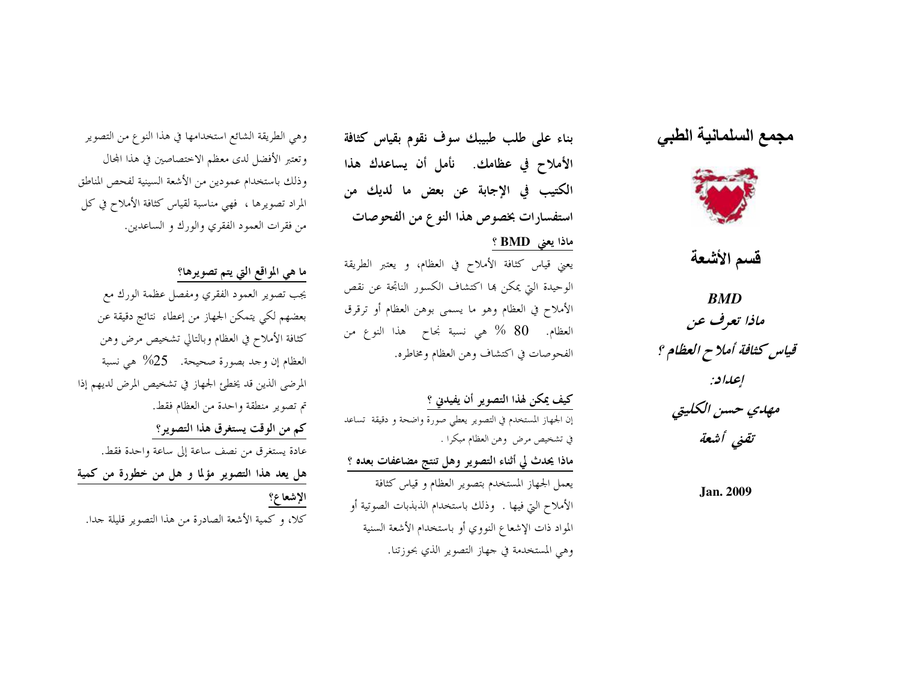# مجمع السلمانية الطبي

## قسم الأشعة

***BMD***

***ماذا تعرف عن***

***قياس كثافة أملاح العظام ؟***

***إعداد:***

***مهدي حسن الكليتي***

***تقني أشعة***

**Jan. 2009**

**بناء على طلب طبيبك سوف نقوم بقياس كثافة الأملاح في عظامك. نأمل أن يساعدك هذا الكتيب في الإجابة عن بعض ما لديك من استفسارات بخصوص هذا النوع من الفحوصات**

### ماذا يعني BMD ؟

يعني قياس كثافة الأملاح في العظام، و يعتبر الطريقة الوحيدة التي يمكن بها اكتشاف الكسور الناتجة عن نقص الأملاح في العظام وهو ما يسمى بوهن العظام أو ترقق العظام. 80 % هي نسبة نجاح هذا النوع من الفحوصات في اكتشاف وهن العظام ومخاطره.

### كيف يمكن لهذا التصوير أن يفيدني ؟

إن الجهاز المستخدم في التصوير يعطي صورة واضحة و دقيقة تساعد في تشخيص مرض وهن العظام مبكرا .

### ماذا يحدث لي أثناء التصوير وهل تنتج مضاعفات بعده ؟

يعمل الجهاز المستخدم بتصوير العظام و قياس كثافة الأملاح التي فيها . وذلك باستخدام الذبذبات الصوتية أو المواد ذات الإشعاع النووي أو باستخدام الأشعة السينية وهي المستخدمة في جهاز التصوير الذي بحوزتنا.

وهي الطريقة الشائع استخدامها في هذا النوع من التصوير وتعتبر الأفضل لدى معظم الاختصاصين في هذا المجال وذلك باستخدام عمودين من الأشعة السينية لفحص المناطق المراد تصويرها ، فهي مناسبة لقياس كثافة الأملاح في كل من فقرات العمود الفقري والورك و الساعدين.

### ما هي المواقع التي يتم تصويرها؟

يجب تصوير العمود الفقري ومفصل عظمة الورك مع بعضهم لكي يتمكن الجهاز من إعطاء نتائج دقيقة عن كثافة الأملاح في العظام وبالتالي تشخيص مرض وهن العظام إن وجد بصورة صحيحة. 25% هي نسبة المرضى الذين قد يخطئ الجهاز في تشخيص المرض لديهم إذا تم تصوير منطقة واحدة من العظام فقط.

### كم من الوقت يستغرق هذا التصوير؟

عادة يستغرق من نصف ساعة إلى ساعة واحدة فقط.

### هل يعد هذا التصوير مؤلما و هل من خطورة من كمية الإشعاع؟

كلا، و كمية الأشعة الصادرة من هذا التصوير قليلة جدا.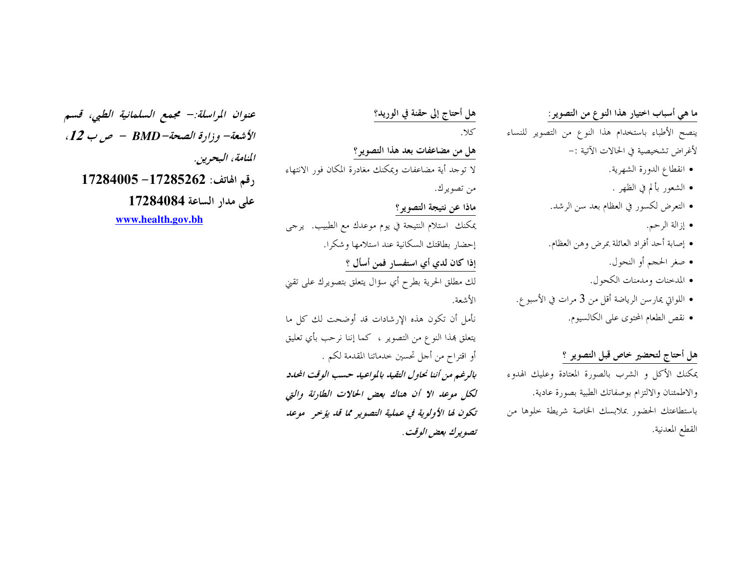**ما هي أسباب اختيار هذا النوع من التصوير:**

ينصح الأطباء باستخدام هذا النوع من التصوير للنساء لأغراض تشخيصية في الحالات الآتية :-

- انقطاع الدورة الشهرية.
- الشعور بألم في الظهر .
- التعرض لكسور في العظام بعد سن الرشد.
- إزالة الرحم.
- إصابة أحد أفراد العائلة بمرض وهن العظام.
- صغر الحجم أو النحول.
- المدخنات ومدمنات الكحول.
- اللواتي يمارسن الرياضة أقل من 3 مرات في الأسبوع.
- نقص الطعام المحتوى على الكالسيوم.

**هل أحتاج لتحضير خاص قبل التصوير ؟**

يمكنك الأكل و الشرب بالصورة المعتادة وعليك الهدوء والاطمئنان والالتزام بوصفاتك الطبية بصورة عادية.

باستطاعتك الحضور بملابسك الخاصة شريطة خلوها من القطع المعدنية.

**هل أحتاج إلى حقنة في الوريد؟**

كلا.

**هل من مضاعفات بعد هذا التصوير؟**

لا توجد أية مضاعفات ويمكنك مغادرة المكان فور الانتهاء من تصويرك.

**ماذا عن نتيجة التصوير؟**

يمكنك استلام النتيجة في يوم موعدك مع الطبيب. يرجى إحضار بطاقتك السكانية عند استلامها وشكرا.

**إذا كان لدي أي استفسار فمن أسأل ؟**

لك مطلق الحرية بطرح أي سؤال يتعلق بتصويرك على تقني الأشعة.

نأمل أن تكون هذه الإرشادات قد أوضحت لك كل ما يتعلق بهذا النوع من التصوير ، كما إننا نرحب بأي تعليق أو اقتراح من أجل تحسين خدماتنا المقدمة لكم .

***بالرغم من أننا نحاول التقيد بالمواعيد حسب الوقت المحدد لكل موعد الا أن هناك بعض الحالات الطارئة والتي تكون لها الأولوية في عملية التصوير مما قد يؤخر موعد تصويرك بعض الوقت.***

***عنوان المراسلة:- مجمع السلمانية الطبي، قسم الأشعة- وزارة الصحة-BMD - ص ب 12، المنامة، البحرين.***

**رقم الهاتف: 17285262 -17284005**

**على مدار الساعة 17284084**

**www.health.gov.bh**